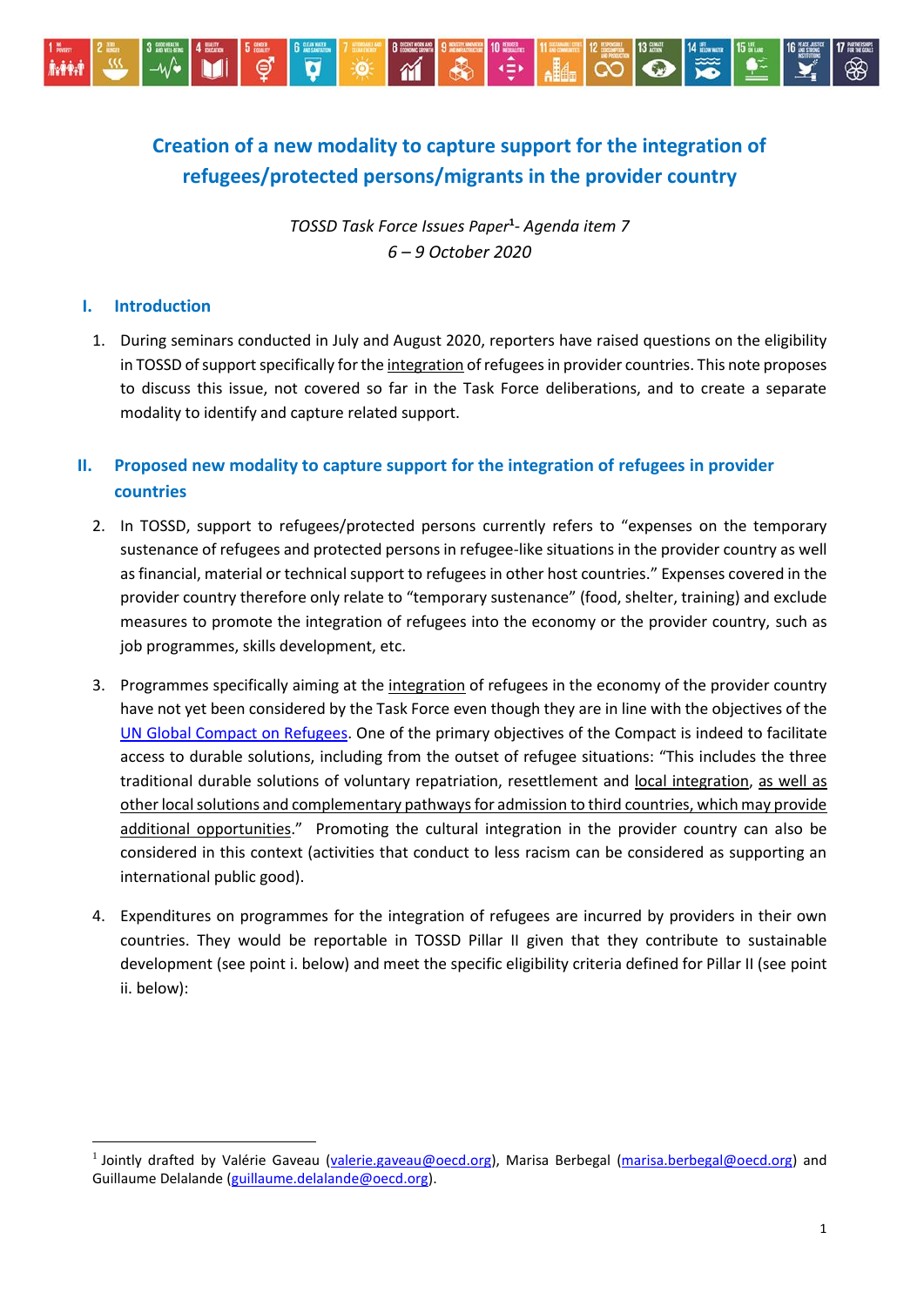# Creation of a new modality to capture support for the integration of refugees/protected persons/migrants in the provider country

*TOSSD Task Force Issues Paper[1]- Agenda item 7*
*6 – 9 October 2020*

## I. Introduction

1. During seminars conducted in July and August 2020, reporters have raised questions on the eligibility in TOSSD of support specifically for the integration of refugees in provider countries. This note proposes to discuss this issue, not covered so far in the Task Force deliberations, and to create a separate modality to identify and capture related support.

## II. Proposed new modality to capture support for the integration of refugees in provider countries

2. In TOSSD, support to refugees/protected persons currently refers to "expenses on the temporary sustenance of refugees and protected persons in refugee-like situations in the provider country as well as financial, material or technical support to refugees in other host countries." Expenses covered in the provider country therefore only relate to "temporary sustenance" (food, shelter, training) and exclude measures to promote the integration of refugees into the economy or the provider country, such as job programmes, skills development, etc.

3. Programmes specifically aiming at the integration of refugees in the economy of the provider country have not yet been considered by the Task Force even though they are in line with the objectives of the UN Global Compact on Refugees. One of the primary objectives of the Compact is indeed to facilitate access to durable solutions, including from the outset of refugee situations: "This includes the three traditional durable solutions of voluntary repatriation, resettlement and local integration, as well as other local solutions and complementary pathways for admission to third countries, which may provide additional opportunities." Promoting the cultural integration in the provider country can also be considered in this context (activities that conduct to less racism can be considered as supporting an international public good).

4. Expenditures on programmes for the integration of refugees are incurred by providers in their own countries. They would be reportable in TOSSD Pillar II given that they contribute to sustainable development (see point i. below) and meet the specific eligibility criteria defined for Pillar II (see point ii. below):

---

[1] Jointly drafted by Valérie Gaveau (valerie.gaveau@oecd.org), Marisa Berbegal (marisa.berbegal@oecd.org) and Guillaume Delalande (guillaume.delalande@oecd.org).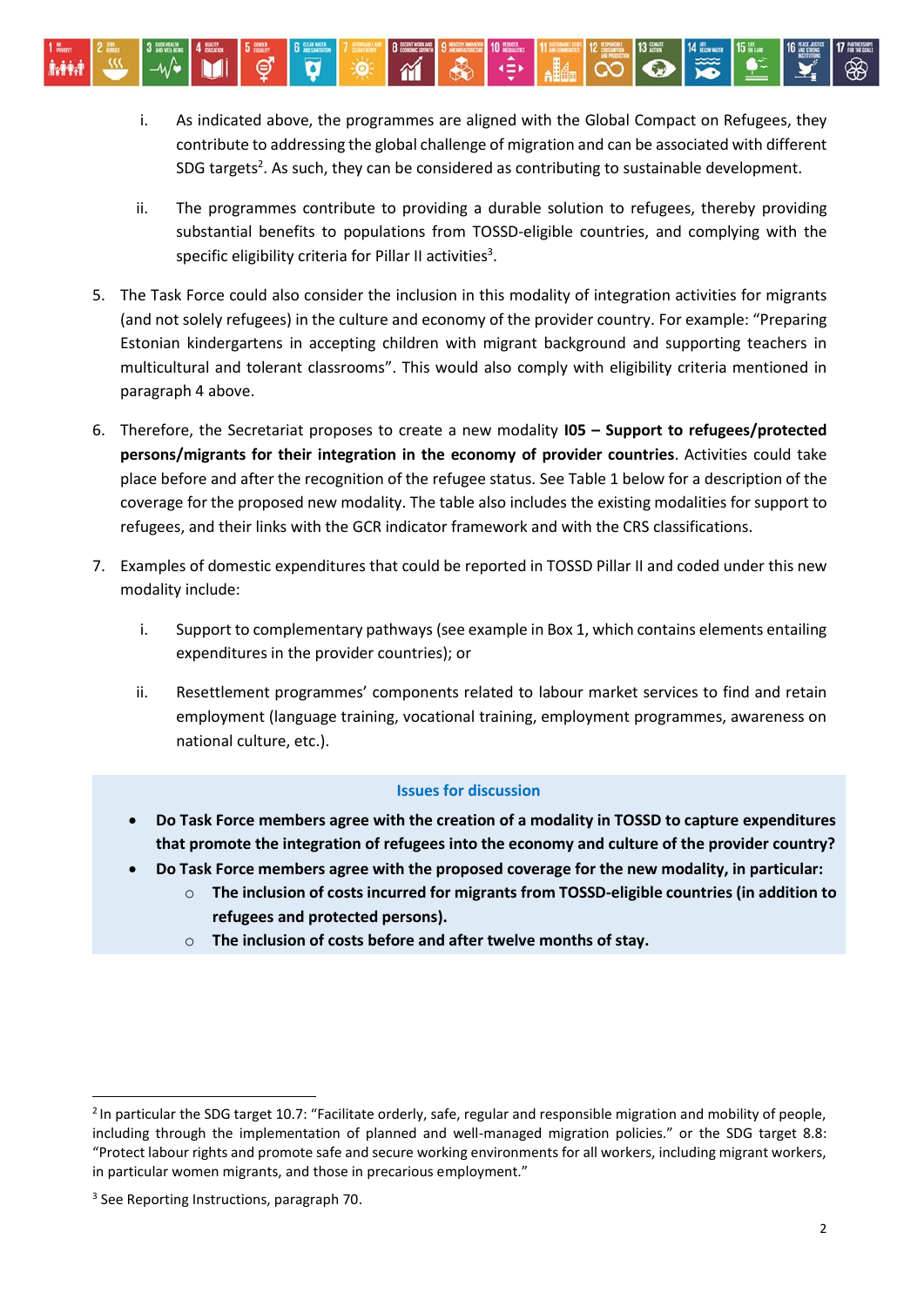i. As indicated above, the programmes are aligned with the Global Compact on Refugees, they contribute to addressing the global challenge of migration and can be associated with different SDG targets[2]. As such, they can be considered as contributing to sustainable development.

ii. The programmes contribute to providing a durable solution to refugees, thereby providing substantial benefits to populations from TOSSD-eligible countries, and complying with the specific eligibility criteria for Pillar II activities[3].

5. The Task Force could also consider the inclusion in this modality of integration activities for migrants (and not solely refugees) in the culture and economy of the provider country. For example: “Preparing Estonian kindergartens in accepting children with migrant background and supporting teachers in multicultural and tolerant classrooms”. This would also comply with eligibility criteria mentioned in paragraph 4 above.

6. Therefore, the Secretariat proposes to create a new modality **I05 – Support to refugees/protected persons/migrants for their integration in the economy of provider countries**. Activities could take place before and after the recognition of the refugee status. See Table 1 below for a description of the coverage for the proposed new modality. The table also includes the existing modalities for support to refugees, and their links with the GCR indicator framework and with the CRS classifications.

7. Examples of domestic expenditures that could be reported in TOSSD Pillar II and coded under this new modality include:

   i. Support to complementary pathways (see example in Box 1, which contains elements entailing expenditures in the provider countries); or

   ii. Resettlement programmes’ components related to labour market services to find and retain employment (language training, vocational training, employment programmes, awareness on national culture, etc.).

**Issues for discussion**

- **Do Task Force members agree with the creation of a modality in TOSSD to capture expenditures that promote the integration of refugees into the economy and culture of the provider country?**
- **Do Task Force members agree with the proposed coverage for the new modality, in particular:**
  - **The inclusion of costs incurred for migrants from TOSSD-eligible countries (in addition to refugees and protected persons).**
  - **The inclusion of costs before and after twelve months of stay.**

---

[2] In particular the SDG target 10.7: “Facilitate orderly, safe, regular and responsible migration and mobility of people, including through the implementation of planned and well-managed migration policies.” or the SDG target 8.8: “Protect labour rights and promote safe and secure working environments for all workers, including migrant workers, in particular women migrants, and those in precarious employment.”

[3] See Reporting Instructions, paragraph 70.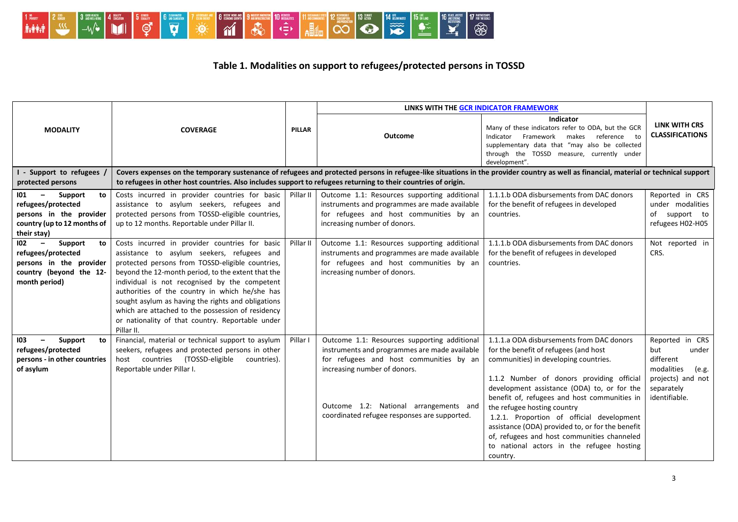# Table 1. Modalities on support to refugees/protected persons in TOSSD

| MODALITY | COVERAGE | PILLAR | LINKS WITH THE GCR INDICATOR FRAMEWORK | | LINK WITH CRS CLASSIFICATIONS |
|---|---|---|---|---|---|
| | | | Outcome | Indicator<br>Many of these indicators refer to ODA, but the GCR Indicator Framework makes reference to supplementary data that "may also be collected through the TOSSD measure, currently under development". | |
| **I - Support to refugees / protected persons** | **Covers expenses on the temporary sustenance of refugees and protected persons in refugee-like situations in the provider country as well as financial, material or technical support to refugees in other host countries. Also includes support to refugees returning to their countries of origin.** | | | | |
| **I01 – Support to refugees/protected persons in the provider country (up to 12 months of their stay)** | Costs incurred in provider countries for basic assistance to asylum seekers, refugees and protected persons from TOSSD-eligible countries, up to 12 months. Reportable under Pillar II. | Pillar II | Outcome 1.1: Resources supporting additional instruments and programmes are made available for refugees and host communities by an increasing number of donors. | 1.1.1.b ODA disbursements from DAC donors for the benefit of refugees in developed countries. | Reported in CRS under modalities of support to refugees H02-H05 |
| **I02 – Support to refugees/protected persons in the provider country (beyond the 12-month period)** | Costs incurred in provider countries for basic assistance to asylum seekers, refugees and protected persons from TOSSD-eligible countries, beyond the 12-month period, to the extent that the individual is not recognised by the competent authorities of the country in which he/she has sought asylum as having the rights and obligations which are attached to the possession of residency or nationality of that country. Reportable under Pillar II. | Pillar II | Outcome 1.1: Resources supporting additional instruments and programmes are made available for refugees and host communities by an increasing number of donors. | 1.1.1.b ODA disbursements from DAC donors for the benefit of refugees in developed countries. | Not reported in CRS. |
| **I03 – Support to refugees/protected persons - in other countries of asylum** | Financial, material or technical support to asylum seekers, refugees and protected persons in other host countries (TOSSD-eligible countries). Reportable under Pillar I. | Pillar I | Outcome 1.1: Resources supporting additional instruments and programmes are made available for refugees and host communities by an increasing number of donors.<br><br>Outcome 1.2: National arrangements and coordinated refugee responses are supported. | 1.1.1.a ODA disbursements from DAC donors for the benefit of refugees (and host communities) in developing countries.<br><br>1.1.2 Number of donors providing official development assistance (ODA) to, or for the benefit of, refugees and host communities in the refugee hosting country<br>1.2.1. Proportion of official development assistance (ODA) provided to, or for the benefit of, refugees and host communities channeled to national actors in the refugee hosting country. | Reported in CRS but under different modalities (e.g. projects) and not separately identifiable. |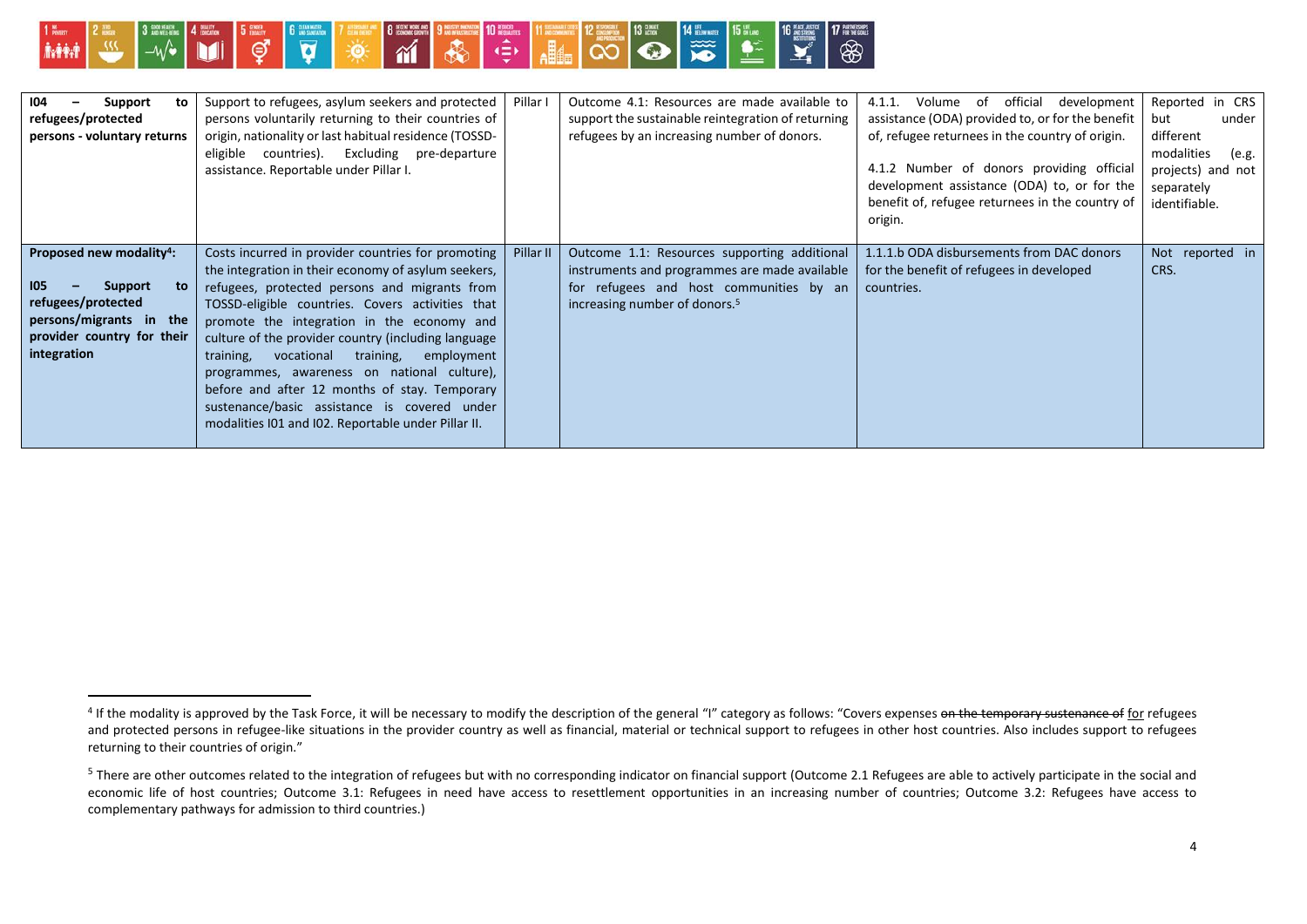| | | | | | |
|---|---|---|---|---|---|
| **I04 – Support to refugees/protected persons - voluntary returns** | Support to refugees, asylum seekers and protected persons voluntarily returning to their countries of origin, nationality or last habitual residence (TOSSD-eligible countries). Excluding pre-departure assistance. Reportable under Pillar I. | Pillar I | Outcome 4.1: Resources are made available to support the sustainable reintegration of returning refugees by an increasing number of donors. | 4.1.1. Volume of official development assistance (ODA) provided to, or for the benefit of, refugee returnees in the country of origin.<br><br>4.1.2 Number of donors providing official development assistance (ODA) to, or for the benefit of, refugee returnees in the country of origin. | Reported in CRS but under different modalities (e.g. projects) and not separately identifiable. |
| **Proposed new modality[4]:**<br><br>**I05 – Support to refugees/protected persons/migrants in the provider country for their integration** | Costs incurred in provider countries for promoting the integration in their economy of asylum seekers, refugees, protected persons and migrants from TOSSD-eligible countries. Covers activities that promote the integration in the economy and culture of the provider country (including language training, vocational training, employment programmes, awareness on national culture), before and after 12 months of stay. Temporary sustenance/basic assistance is covered under modalities I01 and I02. Reportable under Pillar II. | Pillar II | Outcome 1.1: Resources supporting additional instruments and programmes are made available for refugees and host communities by an increasing number of donors.[5] | 1.1.1.b ODA disbursements from DAC donors for the benefit of refugees in developed countries. | Not reported in CRS. |

[4] If the modality is approved by the Task Force, it will be necessary to modify the description of the general "I" category as follows: "Covers expenses ~~on the temporary sustenance of~~ for refugees and protected persons in refugee-like situations in the provider country as well as financial, material or technical support to refugees in other host countries. Also includes support to refugees returning to their countries of origin."

[5] There are other outcomes related to the integration of refugees but with no corresponding indicator on financial support (Outcome 2.1 Refugees are able to actively participate in the social and economic life of host countries; Outcome 3.1: Refugees in need have access to resettlement opportunities in an increasing number of countries; Outcome 3.2: Refugees have access to complementary pathways for admission to third countries.)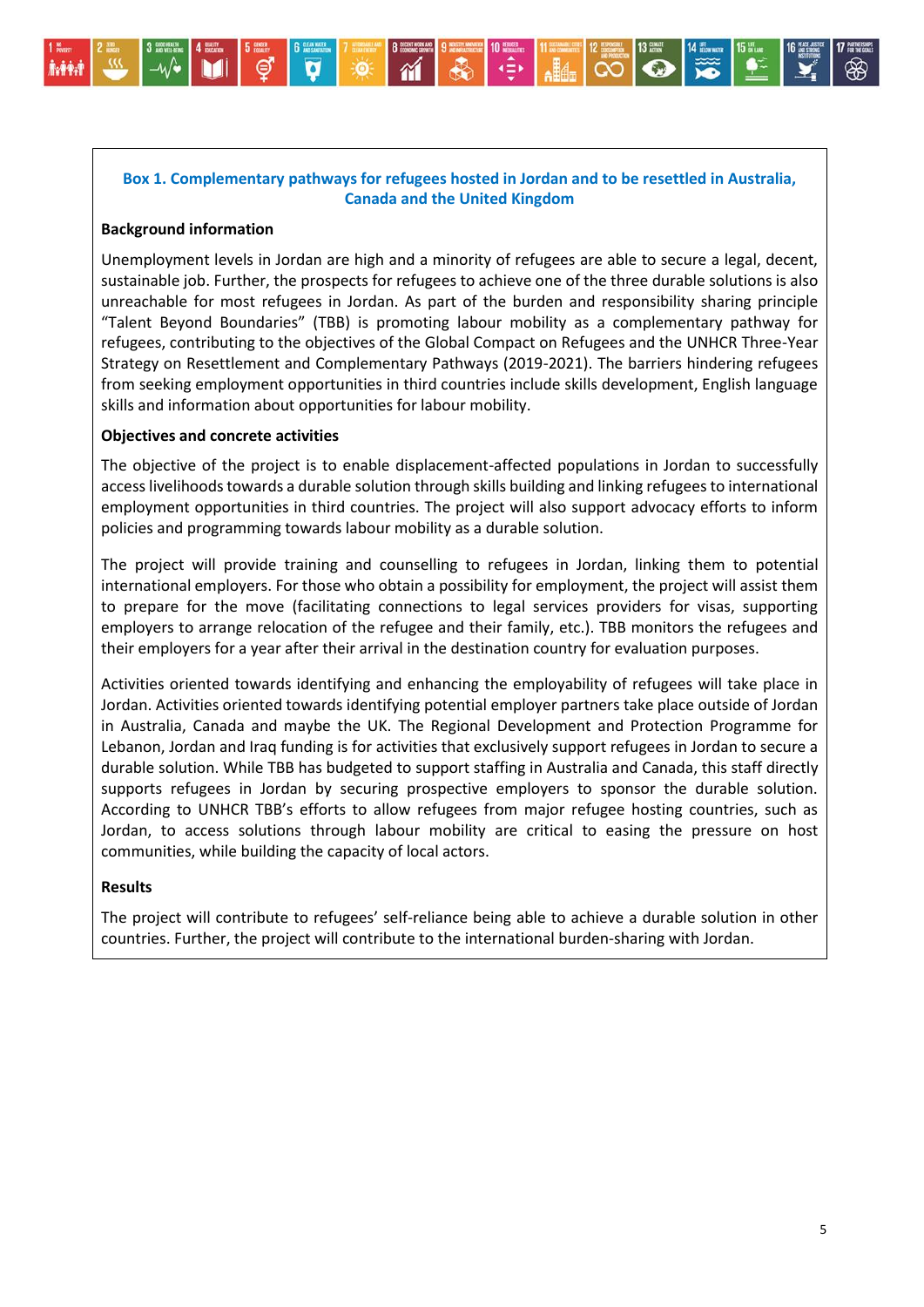**Box 1. Complementary pathways for refugees hosted in Jordan and to be resettled in Australia, Canada and the United Kingdom**

**Background information**

Unemployment levels in Jordan are high and a minority of refugees are able to secure a legal, decent, sustainable job. Further, the prospects for refugees to achieve one of the three durable solutions is also unreachable for most refugees in Jordan. As part of the burden and responsibility sharing principle "Talent Beyond Boundaries" (TBB) is promoting labour mobility as a complementary pathway for refugees, contributing to the objectives of the Global Compact on Refugees and the UNHCR Three-Year Strategy on Resettlement and Complementary Pathways (2019-2021). The barriers hindering refugees from seeking employment opportunities in third countries include skills development, English language skills and information about opportunities for labour mobility.

**Objectives and concrete activities**

The objective of the project is to enable displacement-affected populations in Jordan to successfully access livelihoods towards a durable solution through skills building and linking refugees to international employment opportunities in third countries. The project will also support advocacy efforts to inform policies and programming towards labour mobility as a durable solution.

The project will provide training and counselling to refugees in Jordan, linking them to potential international employers. For those who obtain a possibility for employment, the project will assist them to prepare for the move (facilitating connections to legal services providers for visas, supporting employers to arrange relocation of the refugee and their family, etc.). TBB monitors the refugees and their employers for a year after their arrival in the destination country for evaluation purposes.

Activities oriented towards identifying and enhancing the employability of refugees will take place in Jordan. Activities oriented towards identifying potential employer partners take place outside of Jordan in Australia, Canada and maybe the UK. The Regional Development and Protection Programme for Lebanon, Jordan and Iraq funding is for activities that exclusively support refugees in Jordan to secure a durable solution. While TBB has budgeted to support staffing in Australia and Canada, this staff directly supports refugees in Jordan by securing prospective employers to sponsor the durable solution. According to UNHCR TBB's efforts to allow refugees from major refugee hosting countries, such as Jordan, to access solutions through labour mobility are critical to easing the pressure on host communities, while building the capacity of local actors.

**Results**

The project will contribute to refugees' self-reliance being able to achieve a durable solution in other countries. Further, the project will contribute to the international burden-sharing with Jordan.